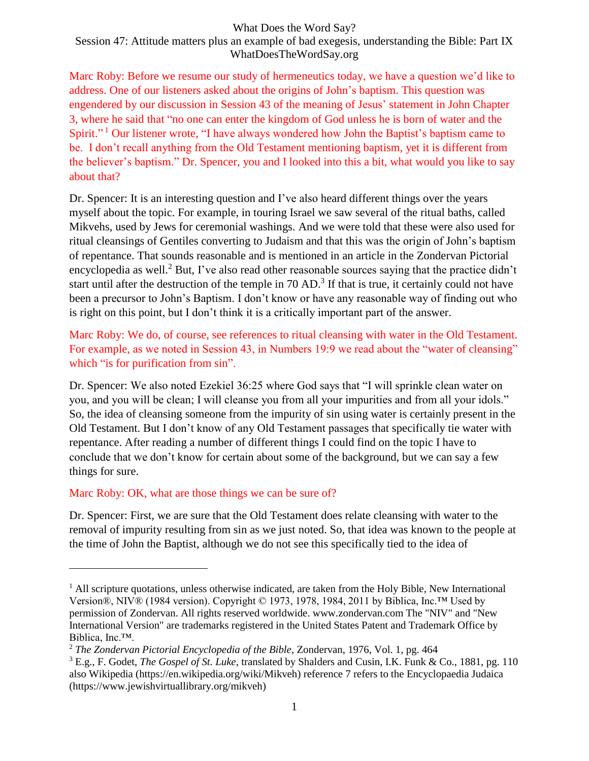What Does the Word Say?

Session 47: Attitude matters plus an example of bad exegesis, understanding the Bible: Part IX

WhatDoesTheWordSay.org

Marc Roby: Before we resume our study of hermeneutics today, we have a question we'd like to address. One of our listeners asked about the origins of John's baptism. This question was engendered by our discussion in Session 43 of the meaning of Jesus' statement in John Chapter 3, where he said that "no one can enter the kingdom of God unless he is born of water and the Spirit."[1] Our listener wrote, "I have always wondered how John the Baptist's baptism came to be. I don't recall anything from the Old Testament mentioning baptism, yet it is different from the believer's baptism." Dr. Spencer, you and I looked into this a bit, what would you like to say about that?

Dr. Spencer: It is an interesting question and I've also heard different things over the years myself about the topic. For example, in touring Israel we saw several of the ritual baths, called Mikvehs, used by Jews for ceremonial washings. And we were told that these were also used for ritual cleansings of Gentiles converting to Judaism and that this was the origin of John's baptism of repentance. That sounds reasonable and is mentioned in an article in the Zondervan Pictorial encyclopedia as well.[2] But, I've also read other reasonable sources saying that the practice didn't start until after the destruction of the temple in 70 AD.[3] If that is true, it certainly could not have been a precursor to John's Baptism. I don't know or have any reasonable way of finding out who is right on this point, but I don't think it is a critically important part of the answer.

Marc Roby: We do, of course, see references to ritual cleansing with water in the Old Testament. For example, as we noted in Session 43, in Numbers 19:9 we read about the "water of cleansing" which "is for purification from sin".

Dr. Spencer: We also noted Ezekiel 36:25 where God says that "I will sprinkle clean water on you, and you will be clean; I will cleanse you from all your impurities and from all your idols." So, the idea of cleansing someone from the impurity of sin using water is certainly present in the Old Testament. But I don't know of any Old Testament passages that specifically tie water with repentance. After reading a number of different things I could find on the topic I have to conclude that we don't know for certain about some of the background, but we can say a few things for sure.

Marc Roby: OK, what are those things we can be sure of?

Dr. Spencer: First, we are sure that the Old Testament does relate cleansing with water to the removal of impurity resulting from sin as we just noted. So, that idea was known to the people at the time of John the Baptist, although we do not see this specifically tied to the idea of

---

[1] All scripture quotations, unless otherwise indicated, are taken from the Holy Bible, New International Version®, NIV® (1984 version). Copyright © 1973, 1978, 1984, 2011 by Biblica, Inc.™ Used by permission of Zondervan. All rights reserved worldwide. www.zondervan.com The "NIV" and "New International Version" are trademarks registered in the United States Patent and Trademark Office by Biblica, Inc.™.

[2] *The Zondervan Pictorial Encyclopedia of the Bible*, Zondervan, 1976, Vol. 1, pg. 464

[3] E.g., F. Godet, *The Gospel of St. Luke*, translated by Shalders and Cusin, I.K. Funk & Co., 1881, pg. 110 also Wikipedia (https://en.wikipedia.org/wiki/Mikveh) reference 7 refers to the Encyclopaedia Judaica (https://www.jewishvirtuallibrary.org/mikveh)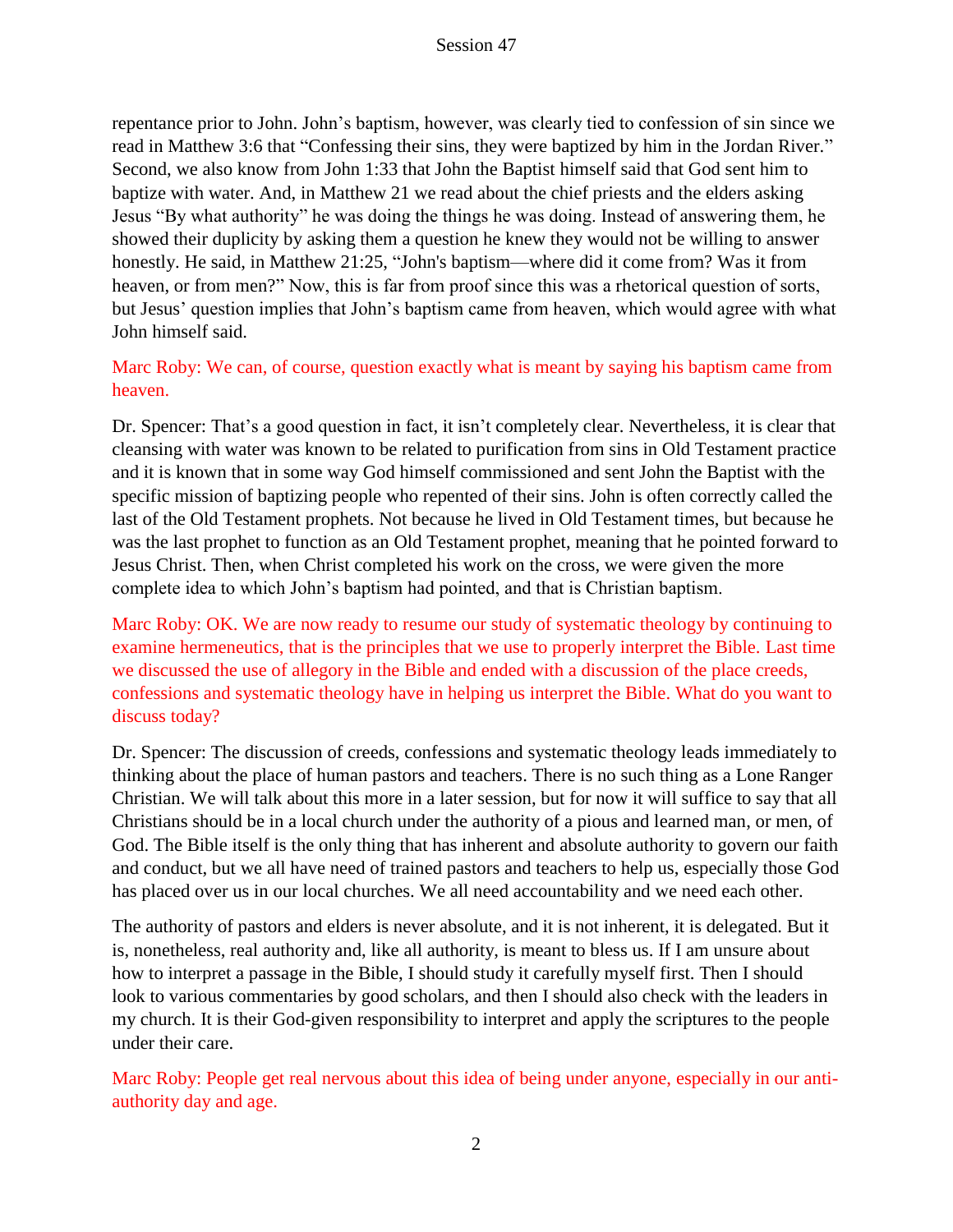repentance prior to John. John's baptism, however, was clearly tied to confession of sin since we read in Matthew 3:6 that "Confessing their sins, they were baptized by him in the Jordan River." Second, we also know from John 1:33 that John the Baptist himself said that God sent him to baptize with water. And, in Matthew 21 we read about the chief priests and the elders asking Jesus "By what authority" he was doing the things he was doing. Instead of answering them, he showed their duplicity by asking them a question he knew they would not be willing to answer honestly. He said, in Matthew 21:25, "John's baptism—where did it come from? Was it from heaven, or from men?" Now, this is far from proof since this was a rhetorical question of sorts, but Jesus' question implies that John's baptism came from heaven, which would agree with what John himself said.

Marc Roby: We can, of course, question exactly what is meant by saying his baptism came from heaven.

Dr. Spencer: That's a good question in fact, it isn't completely clear. Nevertheless, it is clear that cleansing with water was known to be related to purification from sins in Old Testament practice and it is known that in some way God himself commissioned and sent John the Baptist with the specific mission of baptizing people who repented of their sins. John is often correctly called the last of the Old Testament prophets. Not because he lived in Old Testament times, but because he was the last prophet to function as an Old Testament prophet, meaning that he pointed forward to Jesus Christ. Then, when Christ completed his work on the cross, we were given the more complete idea to which John's baptism had pointed, and that is Christian baptism.

Marc Roby: OK. We are now ready to resume our study of systematic theology by continuing to examine hermeneutics, that is the principles that we use to properly interpret the Bible. Last time we discussed the use of allegory in the Bible and ended with a discussion of the place creeds, confessions and systematic theology have in helping us interpret the Bible. What do you want to discuss today?

Dr. Spencer: The discussion of creeds, confessions and systematic theology leads immediately to thinking about the place of human pastors and teachers. There is no such thing as a Lone Ranger Christian. We will talk about this more in a later session, but for now it will suffice to say that all Christians should be in a local church under the authority of a pious and learned man, or men, of God. The Bible itself is the only thing that has inherent and absolute authority to govern our faith and conduct, but we all have need of trained pastors and teachers to help us, especially those God has placed over us in our local churches. We all need accountability and we need each other.

The authority of pastors and elders is never absolute, and it is not inherent, it is delegated. But it is, nonetheless, real authority and, like all authority, is meant to bless us. If I am unsure about how to interpret a passage in the Bible, I should study it carefully myself first. Then I should look to various commentaries by good scholars, and then I should also check with the leaders in my church. It is their God-given responsibility to interpret and apply the scriptures to the people under their care.

Marc Roby: People get real nervous about this idea of being under anyone, especially in our anti-authority day and age.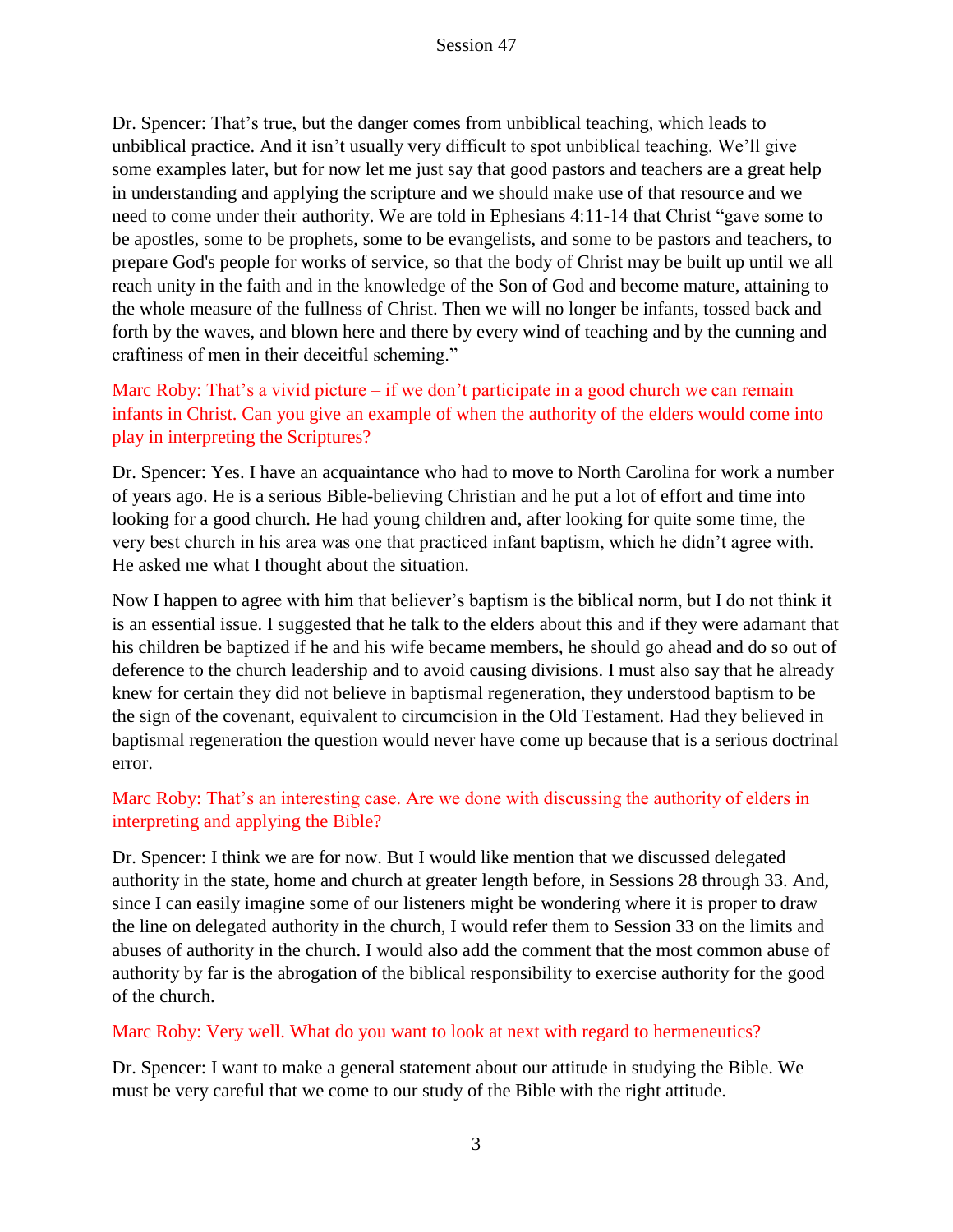Dr. Spencer: That's true, but the danger comes from unbiblical teaching, which leads to unbiblical practice. And it isn't usually very difficult to spot unbiblical teaching. We'll give some examples later, but for now let me just say that good pastors and teachers are a great help in understanding and applying the scripture and we should make use of that resource and we need to come under their authority. We are told in Ephesians 4:11-14 that Christ "gave some to be apostles, some to be prophets, some to be evangelists, and some to be pastors and teachers, to prepare God's people for works of service, so that the body of Christ may be built up until we all reach unity in the faith and in the knowledge of the Son of God and become mature, attaining to the whole measure of the fullness of Christ. Then we will no longer be infants, tossed back and forth by the waves, and blown here and there by every wind of teaching and by the cunning and craftiness of men in their deceitful scheming."

Marc Roby: That's a vivid picture – if we don't participate in a good church we can remain infants in Christ. Can you give an example of when the authority of the elders would come into play in interpreting the Scriptures?

Dr. Spencer: Yes. I have an acquaintance who had to move to North Carolina for work a number of years ago. He is a serious Bible-believing Christian and he put a lot of effort and time into looking for a good church. He had young children and, after looking for quite some time, the very best church in his area was one that practiced infant baptism, which he didn't agree with. He asked me what I thought about the situation.

Now I happen to agree with him that believer's baptism is the biblical norm, but I do not think it is an essential issue. I suggested that he talk to the elders about this and if they were adamant that his children be baptized if he and his wife became members, he should go ahead and do so out of deference to the church leadership and to avoid causing divisions. I must also say that he already knew for certain they did not believe in baptismal regeneration, they understood baptism to be the sign of the covenant, equivalent to circumcision in the Old Testament. Had they believed in baptismal regeneration the question would never have come up because that is a serious doctrinal error.

Marc Roby: That's an interesting case. Are we done with discussing the authority of elders in interpreting and applying the Bible?

Dr. Spencer: I think we are for now. But I would like mention that we discussed delegated authority in the state, home and church at greater length before, in Sessions 28 through 33. And, since I can easily imagine some of our listeners might be wondering where it is proper to draw the line on delegated authority in the church, I would refer them to Session 33 on the limits and abuses of authority in the church. I would also add the comment that the most common abuse of authority by far is the abrogation of the biblical responsibility to exercise authority for the good of the church.

Marc Roby: Very well. What do you want to look at next with regard to hermeneutics?

Dr. Spencer: I want to make a general statement about our attitude in studying the Bible. We must be very careful that we come to our study of the Bible with the right attitude.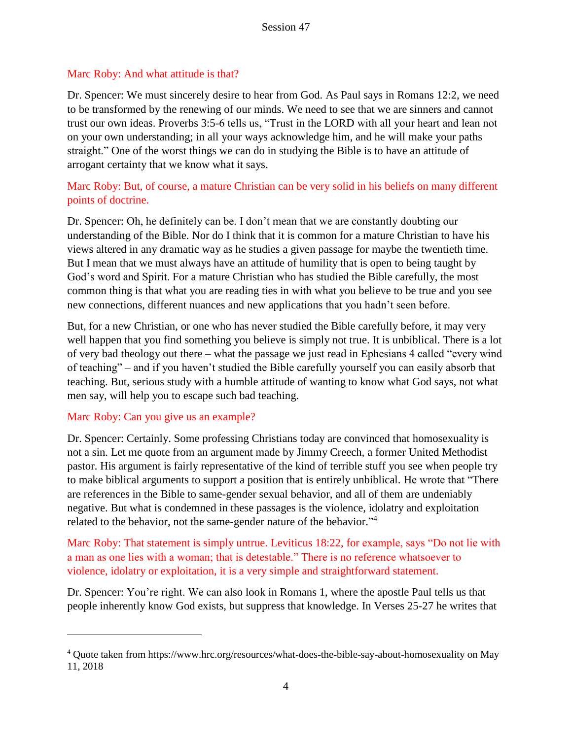Marc Roby: And what attitude is that?

Dr. Spencer: We must sincerely desire to hear from God. As Paul says in Romans 12:2, we need to be transformed by the renewing of our minds. We need to see that we are sinners and cannot trust our own ideas. Proverbs 3:5-6 tells us, “Trust in the LORD with all your heart and lean not on your own understanding; in all your ways acknowledge him, and he will make your paths straight.” One of the worst things we can do in studying the Bible is to have an attitude of arrogant certainty that we know what it says.

Marc Roby: But, of course, a mature Christian can be very solid in his beliefs on many different points of doctrine.

Dr. Spencer: Oh, he definitely can be. I don’t mean that we are constantly doubting our understanding of the Bible. Nor do I think that it is common for a mature Christian to have his views altered in any dramatic way as he studies a given passage for maybe the twentieth time. But I mean that we must always have an attitude of humility that is open to being taught by God’s word and Spirit. For a mature Christian who has studied the Bible carefully, the most common thing is that what you are reading ties in with what you believe to be true and you see new connections, different nuances and new applications that you hadn’t seen before.

But, for a new Christian, or one who has never studied the Bible carefully before, it may very well happen that you find something you believe is simply not true. It is unbiblical. There is a lot of very bad theology out there – what the passage we just read in Ephesians 4 called “every wind of teaching” – and if you haven’t studied the Bible carefully yourself you can easily absorb that teaching. But, serious study with a humble attitude of wanting to know what God says, not what men say, will help you to escape such bad teaching.

Marc Roby: Can you give us an example?

Dr. Spencer: Certainly. Some professing Christians today are convinced that homosexuality is not a sin. Let me quote from an argument made by Jimmy Creech, a former United Methodist pastor. His argument is fairly representative of the kind of terrible stuff you see when people try to make biblical arguments to support a position that is entirely unbiblical. He wrote that “There are references in the Bible to same-gender sexual behavior, and all of them are undeniably negative. But what is condemned in these passages is the violence, idolatry and exploitation related to the behavior, not the same-gender nature of the behavior.”[4]

Marc Roby: That statement is simply untrue. Leviticus 18:22, for example, says “Do not lie with a man as one lies with a woman; that is detestable.” There is no reference whatsoever to violence, idolatry or exploitation, it is a very simple and straightforward statement.

Dr. Spencer: You’re right. We can also look in Romans 1, where the apostle Paul tells us that people inherently know God exists, but suppress that knowledge. In Verses 25-27 he writes that

---

[4] Quote taken from https://www.hrc.org/resources/what-does-the-bible-say-about-homosexuality on May 11, 2018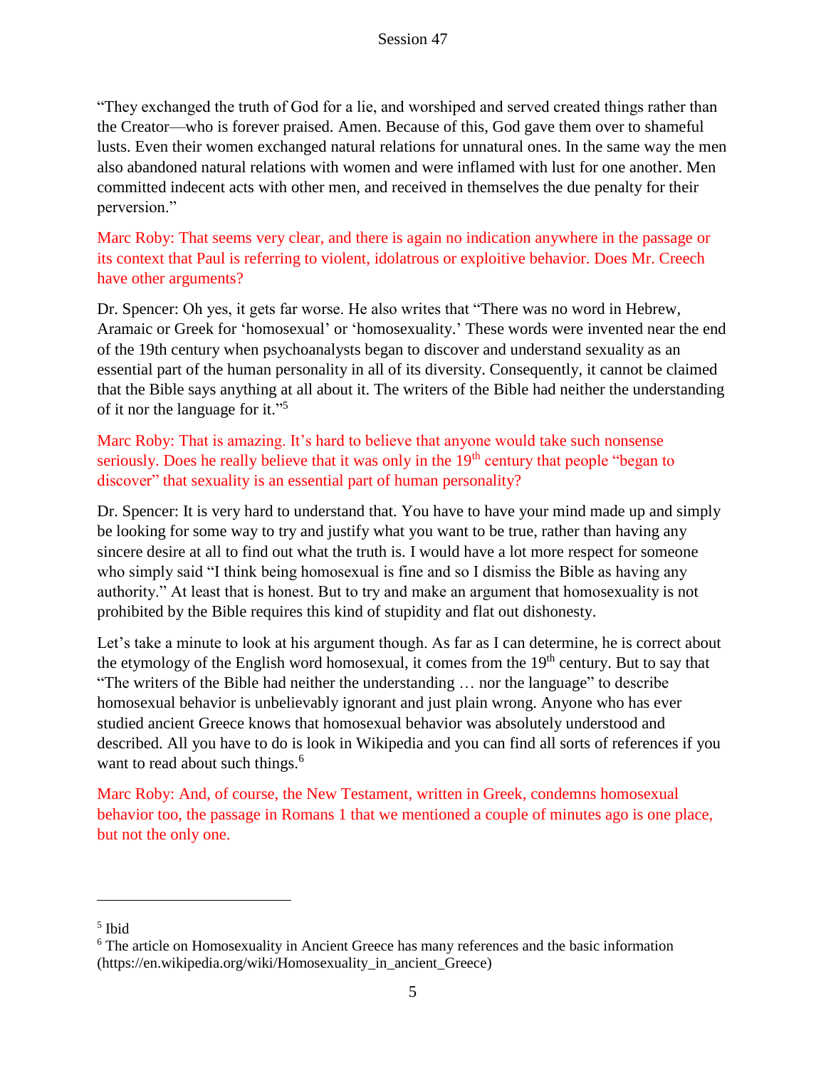"They exchanged the truth of God for a lie, and worshiped and served created things rather than the Creator—who is forever praised. Amen. Because of this, God gave them over to shameful lusts. Even their women exchanged natural relations for unnatural ones. In the same way the men also abandoned natural relations with women and were inflamed with lust for one another. Men committed indecent acts with other men, and received in themselves the due penalty for their perversion."

Marc Roby: That seems very clear, and there is again no indication anywhere in the passage or its context that Paul is referring to violent, idolatrous or exploitive behavior. Does Mr. Creech have other arguments?

Dr. Spencer: Oh yes, it gets far worse. He also writes that "There was no word in Hebrew, Aramaic or Greek for 'homosexual' or 'homosexuality.' These words were invented near the end of the 19th century when psychoanalysts began to discover and understand sexuality as an essential part of the human personality in all of its diversity. Consequently, it cannot be claimed that the Bible says anything at all about it. The writers of the Bible had neither the understanding of it nor the language for it."[5]

Marc Roby: That is amazing. It's hard to believe that anyone would take such nonsense seriously. Does he really believe that it was only in the 19th century that people "began to discover" that sexuality is an essential part of human personality?

Dr. Spencer: It is very hard to understand that. You have to have your mind made up and simply be looking for some way to try and justify what you want to be true, rather than having any sincere desire at all to find out what the truth is. I would have a lot more respect for someone who simply said "I think being homosexual is fine and so I dismiss the Bible as having any authority." At least that is honest. But to try and make an argument that homosexuality is not prohibited by the Bible requires this kind of stupidity and flat out dishonesty.

Let's take a minute to look at his argument though. As far as I can determine, he is correct about the etymology of the English word homosexual, it comes from the 19th century. But to say that "The writers of the Bible had neither the understanding … nor the language" to describe homosexual behavior is unbelievably ignorant and just plain wrong. Anyone who has ever studied ancient Greece knows that homosexual behavior was absolutely understood and described. All you have to do is look in Wikipedia and you can find all sorts of references if you want to read about such things.[6]

Marc Roby: And, of course, the New Testament, written in Greek, condemns homosexual behavior too, the passage in Romans 1 that we mentioned a couple of minutes ago is one place, but not the only one.

---

[5] Ibid

[6] The article on Homosexuality in Ancient Greece has many references and the basic information (https://en.wikipedia.org/wiki/Homosexuality_in_ancient_Greece)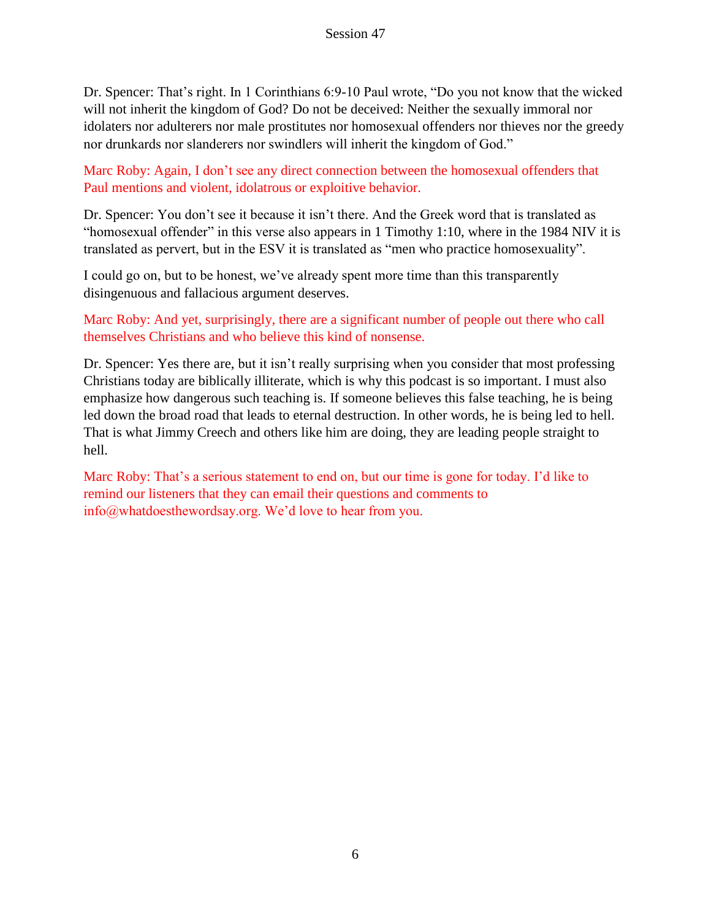Dr. Spencer: That's right. In 1 Corinthians 6:9-10 Paul wrote, "Do you not know that the wicked will not inherit the kingdom of God? Do not be deceived: Neither the sexually immoral nor idolaters nor adulterers nor male prostitutes nor homosexual offenders nor thieves nor the greedy nor drunkards nor slanderers nor swindlers will inherit the kingdom of God."

Marc Roby: Again, I don't see any direct connection between the homosexual offenders that Paul mentions and violent, idolatrous or exploitive behavior.

Dr. Spencer: You don't see it because it isn't there. And the Greek word that is translated as "homosexual offender" in this verse also appears in 1 Timothy 1:10, where in the 1984 NIV it is translated as pervert, but in the ESV it is translated as "men who practice homosexuality".

I could go on, but to be honest, we've already spent more time than this transparently disingenuous and fallacious argument deserves.

Marc Roby: And yet, surprisingly, there are a significant number of people out there who call themselves Christians and who believe this kind of nonsense.

Dr. Spencer: Yes there are, but it isn't really surprising when you consider that most professing Christians today are biblically illiterate, which is why this podcast is so important. I must also emphasize how dangerous such teaching is. If someone believes this false teaching, he is being led down the broad road that leads to eternal destruction. In other words, he is being led to hell. That is what Jimmy Creech and others like him are doing, they are leading people straight to hell.

Marc Roby: That's a serious statement to end on, but our time is gone for today. I'd like to remind our listeners that they can email their questions and comments to info@whatdoesthewordsay.org. We'd love to hear from you.